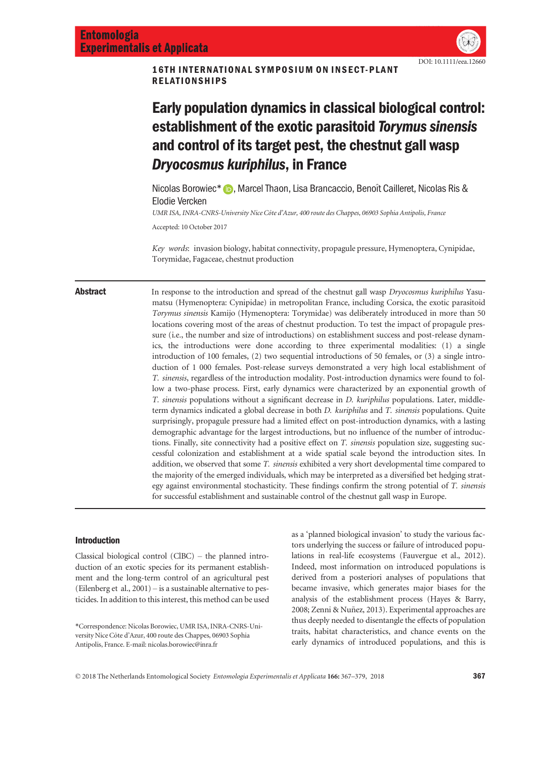DOI: 10.1111/eea.12660

16TH INTERNATIONAL SYMPOSIUM ON INSECT-PLANT RELATIONSHIPS

# Early population dynamics in classical biological control: establishment of the exotic parasitoid *Torymus sinensis* and control of its target pest, the chestnut gall wasp *Dryocosmus kuriphilus*, in France

Nicolas Borowiec*, Marcel Thaon, Lisa Brancaccio, Benoît Cailleret, Nicolas Ris & Elodie Vercken

*UMR ISA, INRA-CNRS-University Nice Côte d'Azur, 400 route des Chappes, 06903 Sophia Antipolis, France*

Accepted: 10 October 2017

*Key words*: invasion biology, habitat connectivity, propagule pressure, Hymenoptera, Cynipidae, Torymidae, Fagaceae, chestnut production

## Abstract

In response to the introduction and spread of the chestnut gall wasp *Dryocosmus kuriphilus* Yasumatsu (Hymenoptera: Cynipidae) in metropolitan France, including Corsica, the exotic parasitoid *Torymus sinensis* Kamijo (Hymenoptera: Torymidae) was deliberately introduced in more than 50 locations covering most of the areas of chestnut production. To test the impact of propagule pressure (i.e., the number and size of introductions) on establishment success and post-release dynamics, the introductions were done according to three experimental modalities: (1) a single introduction of 100 females, (2) two sequential introductions of 50 females, or (3) a single introduction of 1 000 females. Post-release surveys demonstrated a very high local establishment of *T. sinensis*, regardless of the introduction modality. Post-introduction dynamics were found to follow a two-phase process. First, early dynamics were characterized by an exponential growth of *T. sinensis* populations without a significant decrease in *D. kuriphilus* populations. Later, middle-term dynamics indicated a global decrease in both *D. kuriphilus* and *T. sinensis* populations. Quite surprisingly, propagule pressure had a limited effect on post-introduction dynamics, with a lasting demographic advantage for the largest introductions, but no influence of the number of introductions. Finally, site connectivity had a positive effect on *T. sinensis* population size, suggesting successful colonization and establishment at a wide spatial scale beyond the introduction sites. In addition, we observed that some *T. sinensis* exhibited a very short developmental time compared to the majority of the emerged individuals, which may be interpreted as a diversified bet hedging strategy against environmental stochasticity. These findings confirm the strong potential of *T. sinensis* for successful establishment and sustainable control of the chestnut gall wasp in Europe.

## Introduction

Classical biological control (ClBC) – the planned introduction of an exotic species for its permanent establishment and the long-term control of an agricultural pest (Eilenberg et al., 2001) – is a sustainable alternative to pesticides. In addition to this interest, this method can be used as a 'planned biological invasion' to study the various factors underlying the success or failure of introduced populations in real-life ecosystems (Fauvergue et al., 2012). Indeed, most information on introduced populations is derived from a posteriori analyses of populations that became invasive, which generates major biases for the analysis of the establishment process (Hayes & Barry, 2008; Zenni & Nuñez, 2013). Experimental approaches are thus deeply needed to disentangle the effects of population traits, habitat characteristics, and chance events on the early dynamics of introduced populations, and this is

*Correspondence: Nicolas Borowiec, UMR ISA, INRA-CNRS-University Nice Côte d'Azur, 400 route des Chappes, 06903 Sophia Antipolis, France. E-mail: nicolas.borowiec@inra.fr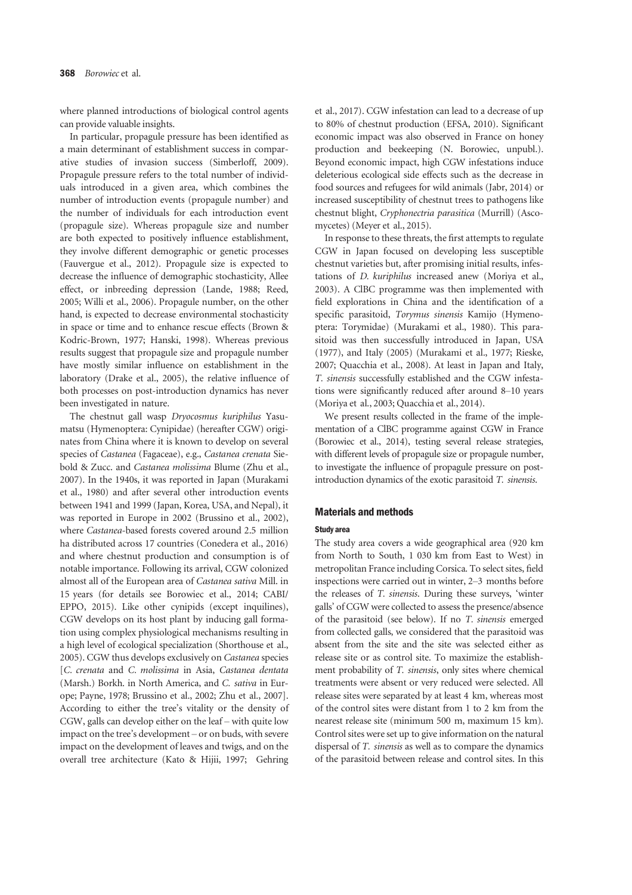where planned introductions of biological control agents can provide valuable insights.

In particular, propagule pressure has been identified as a main determinant of establishment success in comparative studies of invasion success (Simberloff, 2009). Propagule pressure refers to the total number of individuals introduced in a given area, which combines the number of introduction events (propagule number) and the number of individuals for each introduction event (propagule size). Whereas propagule size and number are both expected to positively influence establishment, they involve different demographic or genetic processes (Fauvergue et al., 2012). Propagule size is expected to decrease the influence of demographic stochasticity, Allee effect, or inbreeding depression (Lande, 1988; Reed, 2005; Willi et al., 2006). Propagule number, on the other hand, is expected to decrease environmental stochasticity in space or time and to enhance rescue effects (Brown & Kodric-Brown, 1977; Hanski, 1998). Whereas previous results suggest that propagule size and propagule number have mostly similar influence on establishment in the laboratory (Drake et al., 2005), the relative influence of both processes on post-introduction dynamics has never been investigated in nature.

The chestnut gall wasp *Dryocosmus kuriphilus* Yasumatsu (Hymenoptera: Cynipidae) (hereafter CGW) originates from China where it is known to develop on several species of *Castanea* (Fagaceae), e.g., *Castanea crenata* Siebold & Zucc. and *Castanea molissima* Blume (Zhu et al., 2007). In the 1940s, it was reported in Japan (Murakami et al., 1980) and after several other introduction events between 1941 and 1999 (Japan, Korea, USA, and Nepal), it was reported in Europe in 2002 (Brussino et al., 2002), where *Castanea*-based forests covered around 2.5 million ha distributed across 17 countries (Conedera et al., 2016) and where chestnut production and consumption is of notable importance. Following its arrival, CGW colonized almost all of the European area of *Castanea sativa* Mill. in 15 years (for details see Borowiec et al., 2014; CABI/EPPO, 2015). Like other cynipids (except inquilines), CGW develops on its host plant by inducing gall formation using complex physiological mechanisms resulting in a high level of ecological specialization (Shorthouse et al., 2005). CGW thus develops exclusively on *Castanea* species [*C. crenata* and *C. molissima* in Asia, *Castanea dentata* (Marsh.) Borkh. in North America, and *C. sativa* in Europe; Payne, 1978; Brussino et al., 2002; Zhu et al., 2007]. According to either the tree's vitality or the density of CGW, galls can develop either on the leaf – with quite low impact on the tree's development – or on buds, with severe impact on the development of leaves and twigs, and on the overall tree architecture (Kato & Hijii, 1997; Gehring et al., 2017). CGW infestation can lead to a decrease of up to 80% of chestnut production (EFSA, 2010). Significant economic impact was also observed in France on honey production and beekeeping (N. Borowiec, unpubl.). Beyond economic impact, high CGW infestations induce deleterious ecological side effects such as the decrease in food sources and refugees for wild animals (Jabr, 2014) or increased susceptibility of chestnut trees to pathogens like chestnut blight, *Cryphonectria parasitica* (Murrill) (Ascomycetes) (Meyer et al., 2015).

In response to these threats, the first attempts to regulate CGW in Japan focused on developing less susceptible chestnut varieties but, after promising initial results, infestations of *D. kuriphilus* increased anew (Moriya et al., 2003). A ClBC programme was then implemented with field explorations in China and the identification of a specific parasitoid, *Torymus sinensis* Kamijo (Hymenoptera: Torymidae) (Murakami et al., 1980). This parasitoid was then successfully introduced in Japan, USA (1977), and Italy (2005) (Murakami et al., 1977; Rieske, 2007; Quacchia et al., 2008). At least in Japan and Italy, *T. sinensis* successfully established and the CGW infestations were significantly reduced after around 8–10 years (Moriya et al., 2003; Quacchia et al., 2014).

We present results collected in the frame of the implementation of a ClBC programme against CGW in France (Borowiec et al., 2014), testing several release strategies, with different levels of propagule size or propagule number, to investigate the influence of propagule pressure on post-introduction dynamics of the exotic parasitoid *T. sinensis*.

## Materials and methods

### Study area

The study area covers a wide geographical area (920 km from North to South, 1 030 km from East to West) in metropolitan France including Corsica. To select sites, field inspections were carried out in winter, 2–3 months before the releases of *T. sinensis*. During these surveys, 'winter galls' of CGW were collected to assess the presence/absence of the parasitoid (see below). If no *T. sinensis* emerged from collected galls, we considered that the parasitoid was absent from the site and the site was selected either as release site or as control site. To maximize the establishment probability of *T. sinensis*, only sites where chemical treatments were absent or very reduced were selected. All release sites were separated by at least 4 km, whereas most of the control sites were distant from 1 to 2 km from the nearest release site (minimum 500 m, maximum 15 km). Control sites were set up to give information on the natural dispersal of *T. sinensis* as well as to compare the dynamics of the parasitoid between release and control sites. In this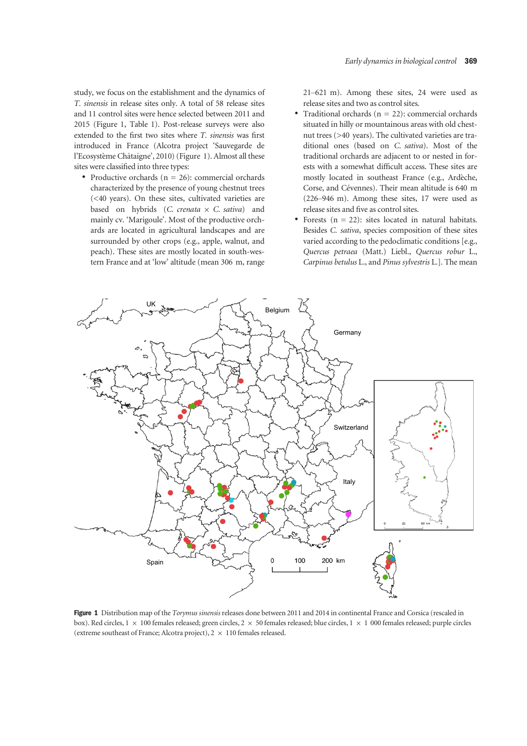study, we focus on the establishment and the dynamics of *T. sinensis* in release sites only. A total of 58 release sites and 11 control sites were hence selected between 2011 and 2015 (Figure 1, Table 1). Post-release surveys were also extended to the first two sites where *T. sinensis* was first introduced in France (Alcotra project 'Sauvegarde de l'Ecosystème Châtaigne', 2010) (Figure 1). Almost all these sites were classified into three types:

- Productive orchards (n = 26): commercial orchards characterized by the presence of young chestnut trees (<40 years). On these sites, cultivated varieties are based on hybrids (*C. crenata* × *C. sativa*) and mainly cv. 'Marigoule'. Most of the productive orchards are located in agricultural landscapes and are surrounded by other crops (e.g., apple, walnut, and peach). These sites are mostly located in south-western France and at 'low' altitude (mean 306 m, range 21–621 m). Among these sites, 24 were used as release sites and two as control sites.
- Traditional orchards (n = 22): commercial orchards situated in hilly or mountainous areas with old chestnut trees (>40 years). The cultivated varieties are traditional ones (based on *C. sativa*). Most of the traditional orchards are adjacent to or nested in forests with a somewhat difficult access. These sites are mostly located in southeast France (e.g., Ardèche, Corse, and Cévennes). Their mean altitude is 640 m (226–946 m). Among these sites, 17 were used as release sites and five as control sites.
- Forests (n = 22): sites located in natural habitats. Besides *C. sativa*, species composition of these sites varied according to the pedoclimatic conditions [e.g., *Quercus petraea* (Matt.) Liebl., *Quercus robur* L., *Carpinus betulus* L., and *Pinus sylvestris* L.]. The mean

**Figure 1** Distribution map of the *Torymus sinensis* releases done between 2011 and 2014 in continental France and Corsica (rescaled in box). Red circles, 1 × 100 females released; green circles, 2 × 50 females released; blue circles, 1 × 1 000 females released; purple circles (extreme southeast of France; Alcotra project), 2 × 110 females released.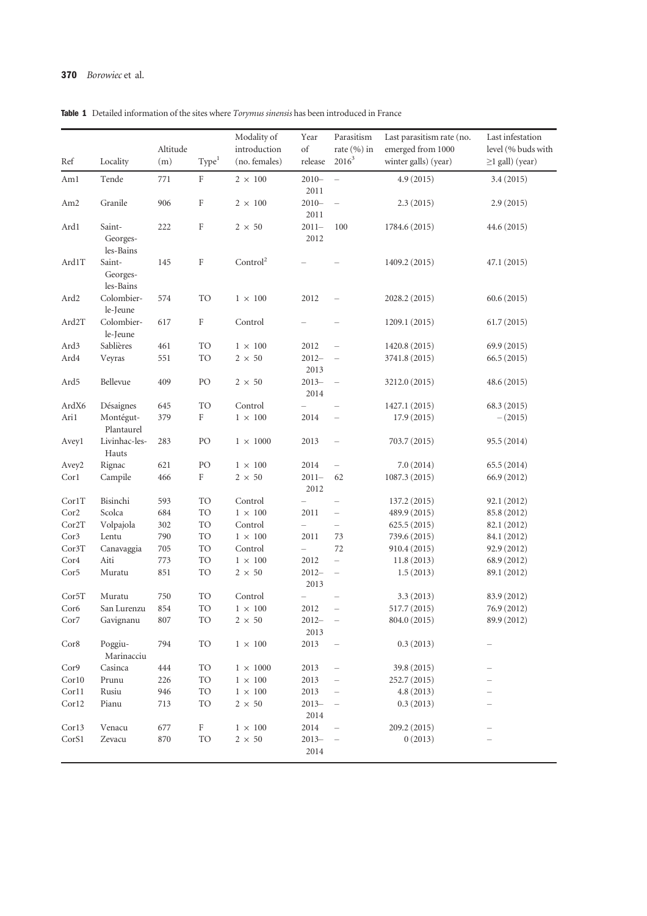**Table 1** Detailed information of the sites where *Torymus sinensis* has been introduced in France

| Ref | Locality | Altitude (m) | Type[1] | Modality of introduction (no. females) | Year of release | Parasitism rate (%) in 2016[3] | Last parasitism rate (no. emerged from 1000 winter galls) (year) | Last infestation level (% buds with ≥1 gall) (year) |
|---|---|---|---|---|---|---|---|---|
| Am1 | Tende | 771 | F | 2 × 100 | 2010–2011 | – | 4.9 (2015) | 3.4 (2015) |
| Am2 | Granile | 906 | F | 2 × 100 | 2010–2011 | – | 2.3 (2015) | 2.9 (2015) |
| Ard1 | Saint-Georges-les-Bains | 222 | F | 2 × 50 | 2011–2012 | 100 | 1784.6 (2015) | 44.6 (2015) |
| Ard1T | Saint-Georges-les-Bains | 145 | F | Control[2] | – | – | 1409.2 (2015) | 47.1 (2015) |
| Ard2 | Colombier-le-Jeune | 574 | TO | 1 × 100 | 2012 | – | 2028.2 (2015) | 60.6 (2015) |
| Ard2T | Colombier-le-Jeune | 617 | F | Control | – | – | 1209.1 (2015) | 61.7 (2015) |
| Ard3 | Sablières | 461 | TO | 1 × 100 | 2012 | – | 1420.8 (2015) | 69.9 (2015) |
| Ard4 | Veyras | 551 | TO | 2 × 50 | 2012–2013 | – | 3741.8 (2015) | 66.5 (2015) |
| Ard5 | Bellevue | 409 | PO | 2 × 50 | 2013–2014 | – | 3212.0 (2015) | 48.6 (2015) |
| ArdX6 | Désaignes | 645 | TO | Control | – | – | 1427.1 (2015) | 68.3 (2015) |
| Ari1 | Montégut-Plantaurel | 379 | F | 1 × 100 | 2014 | – | 17.9 (2015) | – (2015) |
| Avey1 | Livinhac-les-Hauts | 283 | PO | 1 × 1000 | 2013 | – | 703.7 (2015) | 95.5 (2014) |
| Avey2 | Rignac | 621 | PO | 1 × 100 | 2014 | – | 7.0 (2014) | 65.5 (2014) |
| Cor1 | Campile | 466 | F | 2 × 50 | 2011–2012 | 62 | 1087.3 (2015) | 66.9 (2012) |
| Cor1T | Bisinchi | 593 | TO | Control | – | – | 137.2 (2015) | 92.1 (2012) |
| Cor2 | Scolca | 684 | TO | 1 × 100 | 2011 | – | 489.9 (2015) | 85.8 (2012) |
| Cor2T | Volpajola | 302 | TO | Control | – | – | 625.5 (2015) | 82.1 (2012) |
| Cor3 | Lentu | 790 | TO | 1 × 100 | 2011 | 73 | 739.6 (2015) | 84.1 (2012) |
| Cor3T | Canavaggia | 705 | TO | Control | – | 72 | 910.4 (2015) | 92.9 (2012) |
| Cor4 | Aiti | 773 | TO | 1 × 100 | 2012 | – | 11.8 (2013) | 68.9 (2012) |
| Cor5 | Muratu | 851 | TO | 2 × 50 | 2012–2013 | – | 1.5 (2013) | 89.1 (2012) |
| Cor5T | Muratu | 750 | TO | Control | – | – | 3.3 (2013) | 83.9 (2012) |
| Cor6 | San Lurenzu | 854 | TO | 1 × 100 | 2012 | – | 517.7 (2015) | 76.9 (2012) |
| Cor7 | Gavignanu | 807 | TO | 2 × 50 | 2012–2013 | – | 804.0 (2015) | 89.9 (2012) |
| Cor8 | Poggiu-Marinacciu | 794 | TO | 1 × 100 | 2013 | – | 0.3 (2013) | – |
| Cor9 | Casinca | 444 | TO | 1 × 1000 | 2013 | – | 39.8 (2015) | – |
| Cor10 | Prunu | 226 | TO | 1 × 100 | 2013 | – | 252.7 (2015) | – |
| Cor11 | Rusiu | 946 | TO | 1 × 100 | 2013 | – | 4.8 (2013) | – |
| Cor12 | Pianu | 713 | TO | 2 × 50 | 2013–2014 | – | 0.3 (2013) | – |
| Cor13 | Venacu | 677 | F | 1 × 100 | 2014 | – | 209.2 (2015) | – |
| CorS1 | Zevacu | 870 | TO | 2 × 50 | 2013–2014 | – | 0 (2013) | – |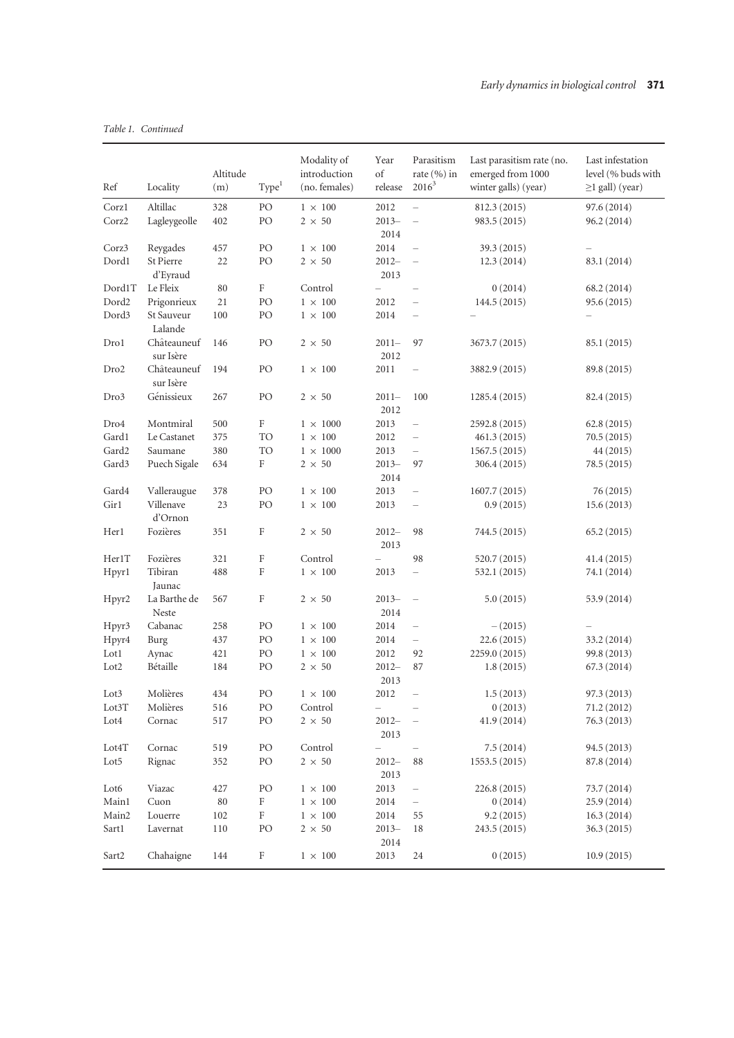*Table 1. Continued*

| Ref | Locality | Altitude (m) | Type[1] | Modality of introduction (no. females) | Year of release | Parasitism rate (%) in 2016[3] | Last parasitism rate (no. emerged from 1000 winter galls) (year) | Last infestation level (% buds with ≥1 gall) (year) |
|---|---|---|---|---|---|---|---|---|
| Corz1 | Altillac | 328 | PO | 1 × 100 | 2012 | – | 812.3 (2015) | 97.6 (2014) |
| Corz2 | Lagleygeolle | 402 | PO | 2 × 50 | 2013–2014 | – | 983.5 (2015) | 96.2 (2014) |
| Corz3 | Reygades | 457 | PO | 1 × 100 | 2014 | – | 39.3 (2015) | – |
| Dord1 | St Pierre d'Eyraud | 22 | PO | 2 × 50 | 2012–2013 | – | 12.3 (2014) | 83.1 (2014) |
| Dord1T | Le Fleix | 80 | F | Control | – | – | 0 (2014) | 68.2 (2014) |
| Dord2 | Prigonrieux | 21 | PO | 1 × 100 | 2012 | – | 144.5 (2015) | 95.6 (2015) |
| Dord3 | St Sauveur Lalande | 100 | PO | 1 × 100 | 2014 | – | – | – |
| Dro1 | Châteauneuf sur Isère | 146 | PO | 2 × 50 | 2011–2012 | 97 | 3673.7 (2015) | 85.1 (2015) |
| Dro2 | Châteauneuf sur Isère | 194 | PO | 1 × 100 | 2011 | – | 3882.9 (2015) | 89.8 (2015) |
| Dro3 | Génissieux | 267 | PO | 2 × 50 | 2011–2012 | 100 | 1285.4 (2015) | 82.4 (2015) |
| Dro4 | Montmiral | 500 | F | 1 × 1000 | 2013 | – | 2592.8 (2015) | 62.8 (2015) |
| Gard1 | Le Castanet | 375 | TO | 1 × 100 | 2012 | – | 461.3 (2015) | 70.5 (2015) |
| Gard2 | Saumane | 380 | TO | 1 × 1000 | 2013 | – | 1567.5 (2015) | 44 (2015) |
| Gard3 | Puech Sigale | 634 | F | 2 × 50 | 2013–2014 | 97 | 306.4 (2015) | 78.5 (2015) |
| Gard4 | Valleraugue | 378 | PO | 1 × 100 | 2013 | – | 1607.7 (2015) | 76 (2015) |
| Gir1 | Villenave d'Ornon | 23 | PO | 1 × 100 | 2013 | – | 0.9 (2015) | 15.6 (2013) |
| Her1 | Fozières | 351 | F | 2 × 50 | 2012–2013 | 98 | 744.5 (2015) | 65.2 (2015) |
| Her1T | Fozières | 321 | F | Control | – | 98 | 520.7 (2015) | 41.4 (2015) |
| Hpyr1 | Tibiran Jaunac | 488 | F | 1 × 100 | 2013 | – | 532.1 (2015) | 74.1 (2014) |
| Hpyr2 | La Barthe de Neste | 567 | F | 2 × 50 | 2013–2014 | – | 5.0 (2015) | 53.9 (2014) |
| Hpyr3 | Cabanac | 258 | PO | 1 × 100 | 2014 | – | – (2015) | – |
| Hpyr4 | Burg | 437 | PO | 1 × 100 | 2014 | – | 22.6 (2015) | 33.2 (2014) |
| Lot1 | Aynac | 421 | PO | 1 × 100 | 2012 | 92 | 2259.0 (2015) | 99.8 (2013) |
| Lot2 | Bétaille | 184 | PO | 2 × 50 | 2012–2013 | 87 | 1.8 (2015) | 67.3 (2014) |
| Lot3 | Molières | 434 | PO | 1 × 100 | 2012 | – | 1.5 (2013) | 97.3 (2013) |
| Lot3T | Molières | 516 | PO | Control | – | – | 0 (2013) | 71.2 (2012) |
| Lot4 | Cornac | 517 | PO | 2 × 50 | 2012–2013 | – | 41.9 (2014) | 76.3 (2013) |
| Lot4T | Cornac | 519 | PO | Control | – | – | 7.5 (2014) | 94.5 (2013) |
| Lot5 | Rignac | 352 | PO | 2 × 50 | 2012–2013 | 88 | 1553.5 (2015) | 87.8 (2014) |
| Lot6 | Viazac | 427 | PO | 1 × 100 | 2013 | – | 226.8 (2015) | 73.7 (2014) |
| Main1 | Cuon | 80 | F | 1 × 100 | 2014 | – | 0 (2014) | 25.9 (2014) |
| Main2 | Louerre | 102 | F | 1 × 100 | 2014 | 55 | 9.2 (2015) | 16.3 (2014) |
| Sart1 | Lavernat | 110 | PO | 2 × 50 | 2013–2014 | 18 | 243.5 (2015) | 36.3 (2015) |
| Sart2 | Chahaigne | 144 | F | 1 × 100 | 2013 | 24 | 0 (2015) | 10.9 (2015) |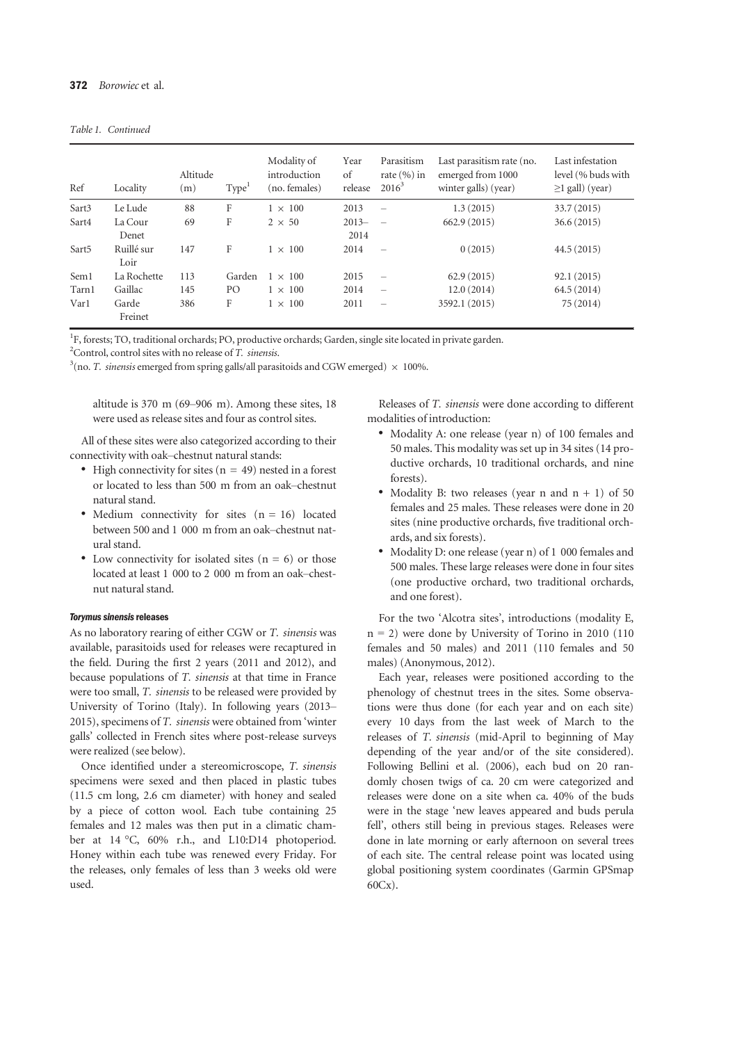Table 1. Continued

| Ref | Locality | Altitude (m) | Type[1] | Modality of introduction (no. females) | Year of release | Parasitism rate (%) in 2016[3] | Last parasitism rate (no. emerged from 1000 winter galls) (year) | Last infestation level (% buds with ≥1 gall) (year) |
|---|---|---|---|---|---|---|---|---|
| Sart3 | Le Lude | 88 | F | 1 × 100 | 2013 | – | 1.3 (2015) | 33.7 (2015) |
| Sart4 | La Cour Denet | 69 | F | 2 × 50 | 2013–2014 | – | 662.9 (2015) | 36.6 (2015) |
| Sart5 | Ruillé sur Loir | 147 | F | 1 × 100 | 2014 | – | 0 (2015) | 44.5 (2015) |
| Sem1 | La Rochette | 113 | Garden | 1 × 100 | 2015 | – | 62.9 (2015) | 92.1 (2015) |
| Tarn1 | Gaillac | 145 | PO | 1 × 100 | 2014 | – | 12.0 (2014) | 64.5 (2014) |
| Var1 | Garde Freinet | 386 | F | 1 × 100 | 2011 | – | 3592.1 (2015) | 75 (2014) |

[1]F, forests; TO, traditional orchards; PO, productive orchards; Garden, single site located in private garden.
[2]Control, control sites with no release of *T. sinensis*.
[3](no. *T. sinensis* emerged from spring galls/all parasitoids and CGW emerged) × 100%.

altitude is 370 m (69–906 m). Among these sites, 18 were used as release sites and four as control sites.

All of these sites were also categorized according to their connectivity with oak–chestnut natural stands:

- High connectivity for sites (n = 49) nested in a forest or located to less than 500 m from an oak–chestnut natural stand.
- Medium connectivity for sites (n = 16) located between 500 and 1 000 m from an oak–chestnut natural stand.
- Low connectivity for isolated sites (n = 6) or those located at least 1 000 to 2 000 m from an oak–chestnut natural stand.

#### *Torymus sinensis* releases

As no laboratory rearing of either CGW or *T. sinensis* was available, parasitoids used for releases were recaptured in the field. During the first 2 years (2011 and 2012), and because populations of *T. sinensis* at that time in France were too small, *T. sinensis* to be released were provided by University of Torino (Italy). In following years (2013–2015), specimens of *T. sinensis* were obtained from 'winter galls' collected in French sites where post-release surveys were realized (see below).

Once identified under a stereomicroscope, *T. sinensis* specimens were sexed and then placed in plastic tubes (11.5 cm long, 2.6 cm diameter) with honey and sealed by a piece of cotton wool. Each tube containing 25 females and 12 males was then put in a climatic chamber at 14 °C, 60% r.h., and L10:D14 photoperiod. Honey within each tube was renewed every Friday. For the releases, only females of less than 3 weeks old were used.

Releases of *T. sinensis* were done according to different modalities of introduction:

- Modality A: one release (year n) of 100 females and 50 males. This modality was set up in 34 sites (14 productive orchards, 10 traditional orchards, and nine forests).
- Modality B: two releases (year n and n + 1) of 50 females and 25 males. These releases were done in 20 sites (nine productive orchards, five traditional orchards, and six forests).
- Modality D: one release (year n) of 1 000 females and 500 males. These large releases were done in four sites (one productive orchard, two traditional orchards, and one forest).

For the two 'Alcotra sites', introductions (modality E, n = 2) were done by University of Torino in 2010 (110 females and 50 males) and 2011 (110 females and 50 males) (Anonymous, 2012).

Each year, releases were positioned according to the phenology of chestnut trees in the sites. Some observations were thus done (for each year and on each site) every 10 days from the last week of March to the releases of *T. sinensis* (mid-April to beginning of May depending of the year and/or of the site considered). Following Bellini et al. (2006), each bud on 20 randomly chosen twigs of ca. 20 cm were categorized and releases were done on a site when ca. 40% of the buds were in the stage 'new leaves appeared and buds perula fell', others still being in previous stages. Releases were done in late morning or early afternoon on several trees of each site. The central release point was located using global positioning system coordinates (Garmin GPSmap 60Cx).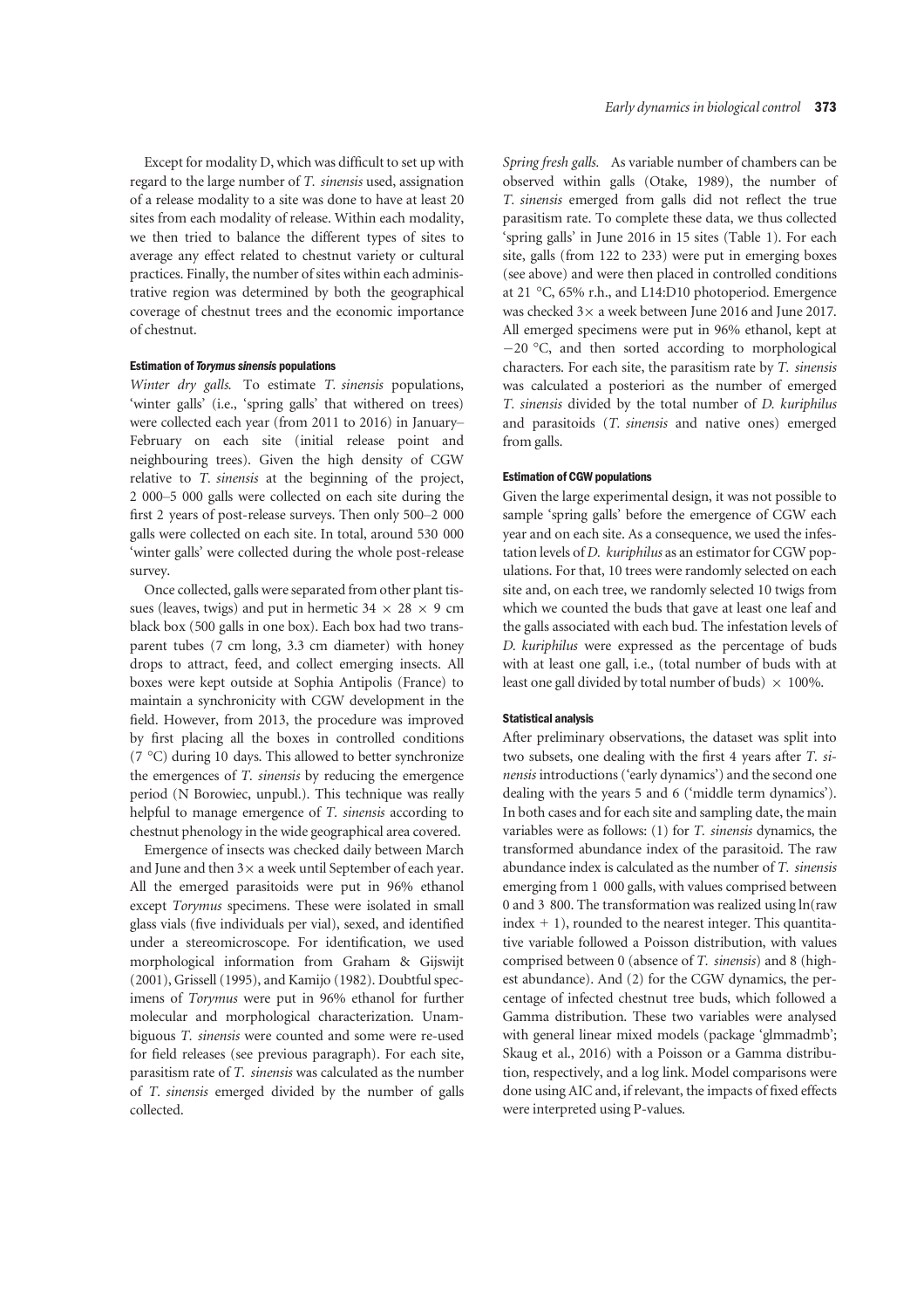Except for modality D, which was difficult to set up with regard to the large number of *T. sinensis* used, assignation of a release modality to a site was done to have at least 20 sites from each modality of release. Within each modality, we then tried to balance the different types of sites to average any effect related to chestnut variety or cultural practices. Finally, the number of sites within each administrative region was determined by both the geographical coverage of chestnut trees and the economic importance of chestnut.

#### Estimation of *Torymus sinensis* populations

*Winter dry galls.* To estimate *T. sinensis* populations, 'winter galls' (i.e., 'spring galls' that withered on trees) were collected each year (from 2011 to 2016) in January–February on each site (initial release point and neighbouring trees). Given the high density of CGW relative to *T. sinensis* at the beginning of the project, 2 000–5 000 galls were collected on each site during the first 2 years of post-release surveys. Then only 500–2 000 galls were collected on each site. In total, around 530 000 'winter galls' were collected during the whole post-release survey.

Once collected, galls were separated from other plant tissues (leaves, twigs) and put in hermetic 34 × 28 × 9 cm black box (500 galls in one box). Each box had two transparent tubes (7 cm long, 3.3 cm diameter) with honey drops to attract, feed, and collect emerging insects. All boxes were kept outside at Sophia Antipolis (France) to maintain a synchronicity with CGW development in the field. However, from 2013, the procedure was improved by first placing all the boxes in controlled conditions (7 °C) during 10 days. This allowed to better synchronize the emergences of *T. sinensis* by reducing the emergence period (N Borowiec, unpubl.). This technique was really helpful to manage emergence of *T. sinensis* according to chestnut phenology in the wide geographical area covered.

Emergence of insects was checked daily between March and June and then 3× a week until September of each year. All the emerged parasitoids were put in 96% ethanol except *Torymus* specimens. These were isolated in small glass vials (five individuals per vial), sexed, and identified under a stereomicroscope. For identification, we used morphological information from Graham & Gijswijt (2001), Grissell (1995), and Kamijo (1982). Doubtful specimens of *Torymus* were put in 96% ethanol for further molecular and morphological characterization. Unambiguous *T. sinensis* were counted and some were re-used for field releases (see previous paragraph). For each site, parasitism rate of *T. sinensis* was calculated as the number of *T. sinensis* emerged divided by the number of galls collected.

*Spring fresh galls.* As variable number of chambers can be observed within galls (Otake, 1989), the number of *T. sinensis* emerged from galls did not reflect the true parasitism rate. To complete these data, we thus collected 'spring galls' in June 2016 in 15 sites (Table 1). For each site, galls (from 122 to 233) were put in emerging boxes (see above) and were then placed in controlled conditions at 21 °C, 65% r.h., and L14:D10 photoperiod. Emergence was checked 3× a week between June 2016 and June 2017. All emerged specimens were put in 96% ethanol, kept at −20 °C, and then sorted according to morphological characters. For each site, the parasitism rate by *T. sinensis* was calculated a posteriori as the number of emerged *T. sinensis* divided by the total number of *D. kuriphilus* and parasitoids (*T. sinensis* and native ones) emerged from galls.

#### Estimation of CGW populations

Given the large experimental design, it was not possible to sample 'spring galls' before the emergence of CGW each year and on each site. As a consequence, we used the infestation levels of *D. kuriphilus* as an estimator for CGW populations. For that, 10 trees were randomly selected on each site and, on each tree, we randomly selected 10 twigs from which we counted the buds that gave at least one leaf and the galls associated with each bud. The infestation levels of *D. kuriphilus* were expressed as the percentage of buds with at least one gall, i.e., (total number of buds with at least one gall divided by total number of buds) × 100%.

#### Statistical analysis

After preliminary observations, the dataset was split into two subsets, one dealing with the first 4 years after *T. sinensis* introductions ('early dynamics') and the second one dealing with the years 5 and 6 ('middle term dynamics'). In both cases and for each site and sampling date, the main variables were as follows: (1) for *T. sinensis* dynamics, the transformed abundance index of the parasitoid. The raw abundance index is calculated as the number of *T. sinensis* emerging from 1 000 galls, with values comprised between 0 and 3 800. The transformation was realized using ln(raw index + 1), rounded to the nearest integer. This quantitative variable followed a Poisson distribution, with values comprised between 0 (absence of *T. sinensis*) and 8 (highest abundance). And (2) for the CGW dynamics, the percentage of infected chestnut tree buds, which followed a Gamma distribution. These two variables were analysed with general linear mixed models (package 'glmmadmb'; Skaug et al., 2016) with a Poisson or a Gamma distribution, respectively, and a log link. Model comparisons were done using AIC and, if relevant, the impacts of fixed effects were interpreted using P-values.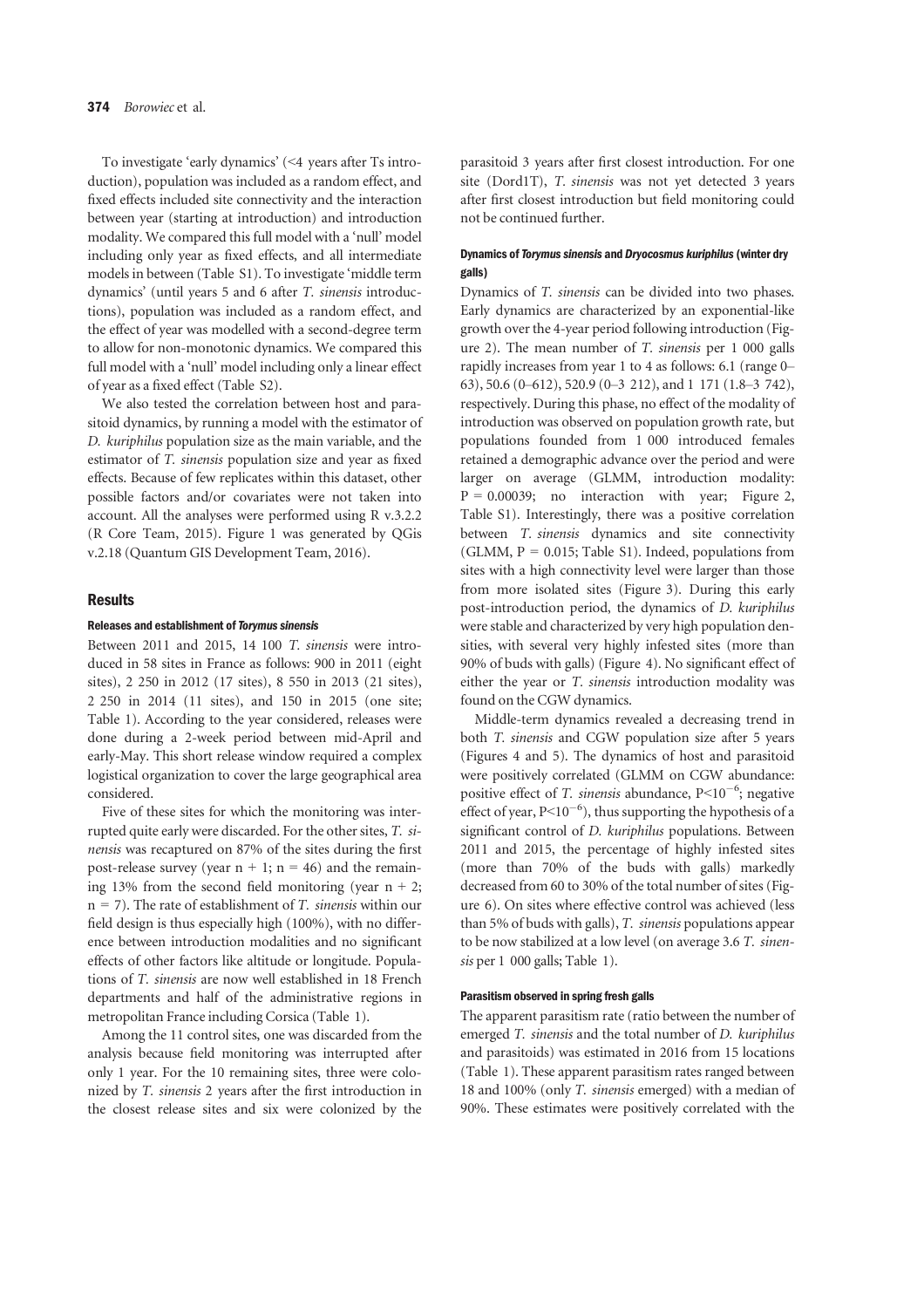To investigate 'early dynamics' (<4 years after Ts introduction), population was included as a random effect, and fixed effects included site connectivity and the interaction between year (starting at introduction) and introduction modality. We compared this full model with a 'null' model including only year as fixed effects, and all intermediate models in between (Table S1). To investigate 'middle term dynamics' (until years 5 and 6 after *T. sinensis* introductions), population was included as a random effect, and the effect of year was modelled with a second-degree term to allow for non-monotonic dynamics. We compared this full model with a 'null' model including only a linear effect of year as a fixed effect (Table S2).

We also tested the correlation between host and parasitoid dynamics, by running a model with the estimator of *D. kuriphilus* population size as the main variable, and the estimator of *T. sinensis* population size and year as fixed effects. Because of few replicates within this dataset, other possible factors and/or covariates were not taken into account. All the analyses were performed using R v.3.2.2 (R Core Team, 2015). Figure 1 was generated by QGis v.2.18 (Quantum GIS Development Team, 2016).

## Results

### Releases and establishment of *Torymus sinensis*

Between 2011 and 2015, 14 100 *T. sinensis* were introduced in 58 sites in France as follows: 900 in 2011 (eight sites), 2 250 in 2012 (17 sites), 8 550 in 2013 (21 sites), 2 250 in 2014 (11 sites), and 150 in 2015 (one site; Table 1). According to the year considered, releases were done during a 2-week period between mid-April and early-May. This short release window required a complex logistical organization to cover the large geographical area considered.

Five of these sites for which the monitoring was interrupted quite early were discarded. For the other sites, *T. sinensis* was recaptured on 87% of the sites during the first post-release survey (year n + 1; n = 46) and the remaining 13% from the second field monitoring (year n + 2; n = 7). The rate of establishment of *T. sinensis* within our field design is thus especially high (100%), with no difference between introduction modalities and no significant effects of other factors like altitude or longitude. Populations of *T. sinensis* are now well established in 18 French departments and half of the administrative regions in metropolitan France including Corsica (Table 1).

Among the 11 control sites, one was discarded from the analysis because field monitoring was interrupted after only 1 year. For the 10 remaining sites, three were colonized by *T. sinensis* 2 years after the first introduction in the closest release sites and six were colonized by the parasitoid 3 years after first closest introduction. For one site (Dord1T), *T. sinensis* was not yet detected 3 years after first closest introduction but field monitoring could not be continued further.

### Dynamics of *Torymus sinensis* and *Dryocosmus kuriphilus* (winter dry galls)

Dynamics of *T. sinensis* can be divided into two phases. Early dynamics are characterized by an exponential-like growth over the 4-year period following introduction (Figure 2). The mean number of *T. sinensis* per 1 000 galls rapidly increases from year 1 to 4 as follows: 6.1 (range 0–63), 50.6 (0–612), 520.9 (0–3 212), and 1 171 (1.8–3 742), respectively. During this phase, no effect of the modality of introduction was observed on population growth rate, but populations founded from 1 000 introduced females retained a demographic advance over the period and were larger on average (GLMM, introduction modality: P = 0.00039; no interaction with year; Figure 2, Table S1). Interestingly, there was a positive correlation between *T. sinensis* dynamics and site connectivity (GLMM, P = 0.015; Table S1). Indeed, populations from sites with a high connectivity level were larger than those from more isolated sites (Figure 3). During this early post-introduction period, the dynamics of *D. kuriphilus* were stable and characterized by very high population densities, with several very highly infested sites (more than 90% of buds with galls) (Figure 4). No significant effect of either the year or *T. sinensis* introduction modality was found on the CGW dynamics.

Middle-term dynamics revealed a decreasing trend in both *T. sinensis* and CGW population size after 5 years (Figures 4 and 5). The dynamics of host and parasitoid were positively correlated (GLMM on CGW abundance: positive effect of *T. sinensis* abundance, $P<10^{-6}$; negative effect of year, $P<10^{-6}$), thus supporting the hypothesis of a significant control of *D. kuriphilus* populations. Between 2011 and 2015, the percentage of highly infested sites (more than 70% of the buds with galls) markedly decreased from 60 to 30% of the total number of sites (Figure 6). On sites where effective control was achieved (less than 5% of buds with galls), *T. sinensis* populations appear to be now stabilized at a low level (on average 3.6 *T. sinensis* per 1 000 galls; Table 1).

### Parasitism observed in spring fresh galls

The apparent parasitism rate (ratio between the number of emerged *T. sinensis* and the total number of *D. kuriphilus* and parasitoids) was estimated in 2016 from 15 locations (Table 1). These apparent parasitism rates ranged between 18 and 100% (only *T. sinensis* emerged) with a median of 90%. These estimates were positively correlated with the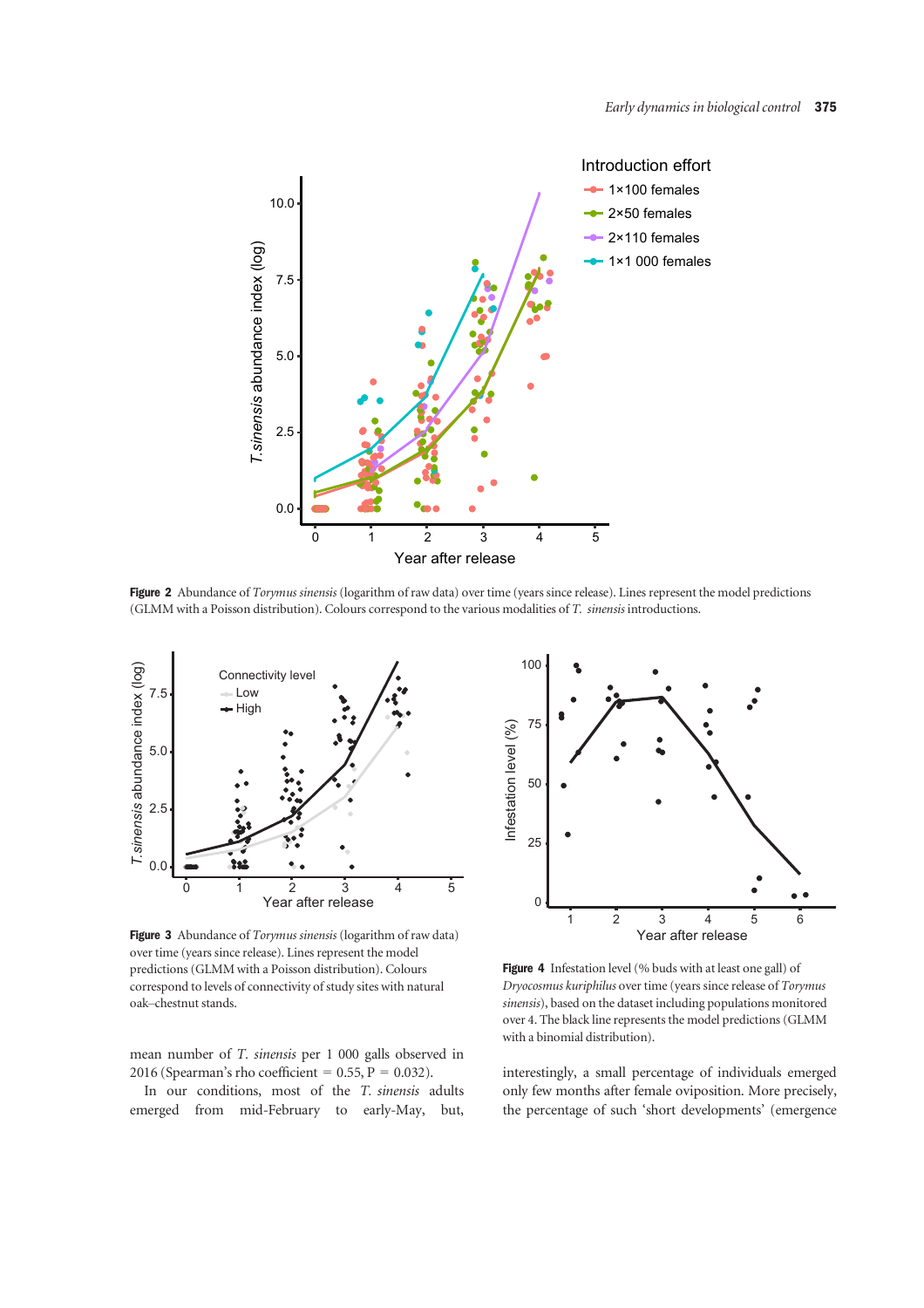**Figure 2** Abundance of *Torymus sinensis* (logarithm of raw data) over time (years since release). Lines represent the model predictions (GLMM with a Poisson distribution). Colours correspond to the various modalities of *T. sinensis* introductions.

**Figure 3** Abundance of *Torymus sinensis* (logarithm of raw data) over time (years since release). Lines represent the model predictions (GLMM with a Poisson distribution). Colours correspond to levels of connectivity of study sites with natural oak–chestnut stands.

**Figure 4** Infestation level (% buds with at least one gall) of *Dryocosmus kuriphilus* over time (years since release of *Torymus sinensis*), based on the dataset including populations monitored over 4. The black line represents the model predictions (GLMM with a binomial distribution).

mean number of *T. sinensis* per 1 000 galls observed in 2016 (Spearman's rho coefficient = 0.55, P = 0.032).

In our conditions, most of the *T. sinensis* adults emerged from mid-February to early-May, but, interestingly, a small percentage of individuals emerged only few months after female oviposition. More precisely, the percentage of such 'short developments' (emergence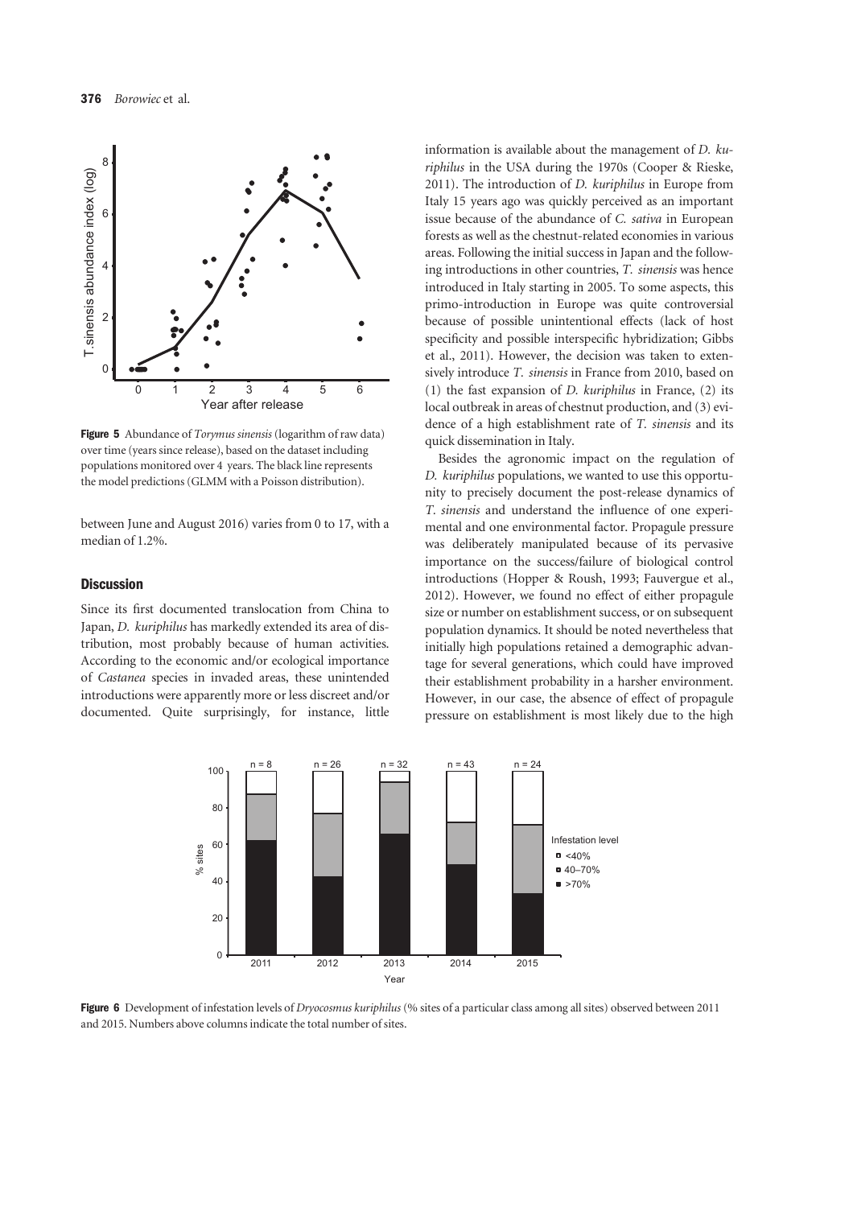Figure 5 Abundance of *Torymus sinensis* (logarithm of raw data) over time (years since release), based on the dataset including populations monitored over 4 years. The black line represents the model predictions (GLMM with a Poisson distribution).

between June and August 2016) varies from 0 to 17, with a median of 1.2%.

## Discussion

Since its first documented translocation from China to Japan, *D. kuriphilus* has markedly extended its area of distribution, most probably because of human activities. According to the economic and/or ecological importance of *Castanea* species in invaded areas, these unintended introductions were apparently more or less discreet and/or documented. Quite surprisingly, for instance, little information is available about the management of *D. kuriphilus* in the USA during the 1970s (Cooper & Rieske, 2011). The introduction of *D. kuriphilus* in Europe from Italy 15 years ago was quickly perceived as an important issue because of the abundance of *C. sativa* in European forests as well as the chestnut-related economies in various areas. Following the initial success in Japan and the following introductions in other countries, *T. sinensis* was hence introduced in Italy starting in 2005. To some aspects, this primo-introduction in Europe was quite controversial because of possible unintentional effects (lack of host specificity and possible interspecific hybridization; Gibbs et al., 2011). However, the decision was taken to extensively introduce *T. sinensis* in France from 2010, based on (1) the fast expansion of *D. kuriphilus* in France, (2) its local outbreak in areas of chestnut production, and (3) evidence of a high establishment rate of *T. sinensis* and its quick dissemination in Italy.

Besides the agronomic impact on the regulation of *D. kuriphilus* populations, we wanted to use this opportunity to precisely document the post-release dynamics of *T. sinensis* and understand the influence of one experimental and one environmental factor. Propagule pressure was deliberately manipulated because of its pervasive importance on the success/failure of biological control introductions (Hopper & Roush, 1993; Fauvergue et al., 2012). However, we found no effect of either propagule size or number on establishment success, or on subsequent population dynamics. It should be noted nevertheless that initially high populations retained a demographic advantage for several generations, which could have improved their establishment probability in a harsher environment. However, in our case, the absence of effect of propagule pressure on establishment is most likely due to the high

Figure 6 Development of infestation levels of *Dryocosmus kuriphilus* (% sites of a particular class among all sites) observed between 2011 and 2015. Numbers above columns indicate the total number of sites.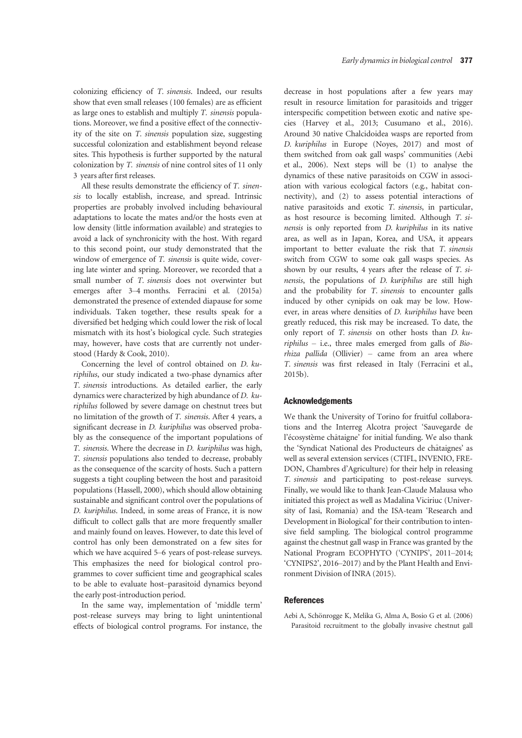colonizing efficiency of *T. sinensis*. Indeed, our results show that even small releases (100 females) are as efficient as large ones to establish and multiply *T. sinensis* populations. Moreover, we find a positive effect of the connectivity of the site on *T. sinensis* population size, suggesting successful colonization and establishment beyond release sites. This hypothesis is further supported by the natural colonization by *T. sinensis* of nine control sites of 11 only 3 years after first releases.

All these results demonstrate the efficiency of *T. sinensis* to locally establish, increase, and spread. Intrinsic properties are probably involved including behavioural adaptations to locate the mates and/or the hosts even at low density (little information available) and strategies to avoid a lack of synchronicity with the host. With regard to this second point, our study demonstrated that the window of emergence of *T. sinensis* is quite wide, covering late winter and spring. Moreover, we recorded that a small number of *T. sinensis* does not overwinter but emerges after 3–4 months. Ferracini et al. (2015a) demonstrated the presence of extended diapause for some individuals. Taken together, these results speak for a diversified bet hedging which could lower the risk of local mismatch with its host's biological cycle. Such strategies may, however, have costs that are currently not understood (Hardy & Cook, 2010).

Concerning the level of control obtained on *D. kuriphilus*, our study indicated a two-phase dynamics after *T. sinensis* introductions. As detailed earlier, the early dynamics were characterized by high abundance of *D. kuriphilus* followed by severe damage on chestnut trees but no limitation of the growth of *T. sinensis*. After 4 years, a significant decrease in *D. kuriphilus* was observed probably as the consequence of the important populations of *T. sinensis*. Where the decrease in *D. kuriphilus* was high, *T. sinensis* populations also tended to decrease, probably as the consequence of the scarcity of hosts. Such a pattern suggests a tight coupling between the host and parasitoid populations (Hassell, 2000), which should allow obtaining sustainable and significant control over the populations of *D. kuriphilus*. Indeed, in some areas of France, it is now difficult to collect galls that are more frequently smaller and mainly found on leaves. However, to date this level of control has only been demonstrated on a few sites for which we have acquired 5–6 years of post-release surveys. This emphasizes the need for biological control programmes to cover sufficient time and geographical scales to be able to evaluate host–parasitoid dynamics beyond the early post-introduction period.

In the same way, implementation of 'middle term' post-release surveys may bring to light unintentional effects of biological control programs. For instance, the decrease in host populations after a few years may result in resource limitation for parasitoids and trigger interspecific competition between exotic and native species (Harvey et al., 2013; Cusumano et al., 2016). Around 30 native Chalcidoidea wasps are reported from *D. kuriphilus* in Europe (Noyes, 2017) and most of them switched from oak gall wasps' communities (Aebi et al., 2006). Next steps will be (1) to analyse the dynamics of these native parasitoids on CGW in association with various ecological factors (e.g., habitat connectivity), and (2) to assess potential interactions of native parasitoids and exotic *T. sinensis*, in particular, as host resource is becoming limited. Although *T. sinensis* is only reported from *D. kuriphilus* in its native area, as well as in Japan, Korea, and USA, it appears important to better evaluate the risk that *T. sinensis* switch from CGW to some oak gall wasps species. As shown by our results, 4 years after the release of *T. sinensis*, the populations of *D. kuriphilus* are still high and the probability for *T. sinensis* to encounter galls induced by other cynipids on oak may be low. However, in areas where densities of *D. kuriphilus* have been greatly reduced, this risk may be increased. To date, the only report of *T. sinensis* on other hosts than *D. kuriphilus* – i.e., three males emerged from galls of *Biorhiza pallida* (Ollivier) – came from an area where *T. sinensis* was first released in Italy (Ferracini et al., 2015b).

## Acknowledgements

We thank the University of Torino for fruitful collaborations and the Interreg Alcotra project 'Sauvegarde de l'écosystème châtaigne' for initial funding. We also thank the 'Syndicat National des Producteurs de châtaignes' as well as several extension services (CTIFL, INVENIO, FREDON, Chambres d'Agriculture) for their help in releasing *T. sinensis* and participating to post-release surveys. Finally, we would like to thank Jean-Claude Malausa who initiated this project as well as Madalina Viciriuc (University of Iasi, Romania) and the ISA-team 'Research and Development in Biological' for their contribution to intensive field sampling. The biological control programme against the chestnut gall wasp in France was granted by the National Program ECOPHYTO ('CYNIPS', 2011–2014; 'CYNIPS2', 2016–2017) and by the Plant Health and Environment Division of INRA (2015).

## References

Aebi A, Schönrogge K, Melika G, Alma A, Bosio G et al. (2006) Parasitoid recruitment to the globally invasive chestnut gall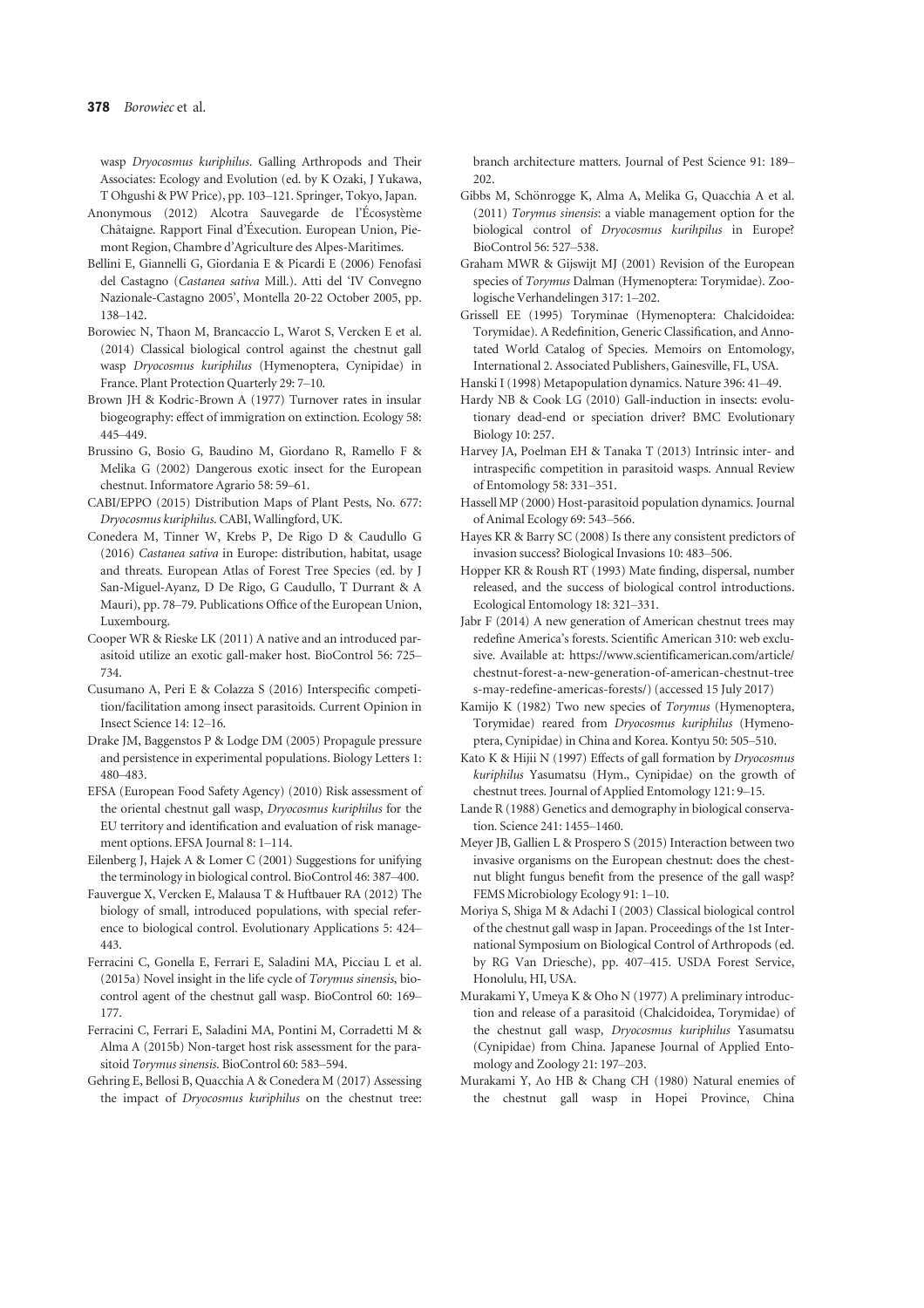wasp *Dryocosmus kuriphilus*. Galling Arthropods and Their Associates: Ecology and Evolution (ed. by K Ozaki, J Yukawa, T Ohgushi & PW Price), pp. 103–121. Springer, Tokyo, Japan.

Anonymous (2012) Alcotra Sauvegarde de l'Écosystème Châtaigne. Rapport Final d'Éxecution. European Union, Piemont Region, Chambre d'Agriculture des Alpes-Maritimes.

Bellini E, Giannelli G, Giordania E & Picardi E (2006) Fenofasi del Castagno (*Castanea sativa* Mill.). Atti del 'IV Convegno Nazionale-Castagno 2005', Montella 20-22 October 2005, pp. 138–142.

Borowiec N, Thaon M, Brancaccio L, Warot S, Vercken E et al. (2014) Classical biological control against the chestnut gall wasp *Dryocosmus kuriphilus* (Hymenoptera, Cynipidae) in France. Plant Protection Quarterly 29: 7–10.

Brown JH & Kodric-Brown A (1977) Turnover rates in insular biogeography: effect of immigration on extinction. Ecology 58: 445–449.

Brussino G, Bosio G, Baudino M, Giordano R, Ramello F & Melika G (2002) Dangerous exotic insect for the European chestnut. Informatore Agrario 58: 59–61.

CABI/EPPO (2015) Distribution Maps of Plant Pests, No. 677: *Dryocosmus kuriphilus*. CABI, Wallingford, UK.

Conedera M, Tinner W, Krebs P, De Rigo D & Caudullo G (2016) *Castanea sativa* in Europe: distribution, habitat, usage and threats. European Atlas of Forest Tree Species (ed. by J San-Miguel-Ayanz, D De Rigo, G Caudullo, T Durrant & A Mauri), pp. 78–79. Publications Office of the European Union, Luxembourg.

Cooper WR & Rieske LK (2011) A native and an introduced parasitoid utilize an exotic gall-maker host. BioControl 56: 725–734.

Cusumano A, Peri E & Colazza S (2016) Interspecific competition/facilitation among insect parasitoids. Current Opinion in Insect Science 14: 12–16.

Drake JM, Baggenstos P & Lodge DM (2005) Propagule pressure and persistence in experimental populations. Biology Letters 1: 480–483.

EFSA (European Food Safety Agency) (2010) Risk assessment of the oriental chestnut gall wasp, *Dryocosmus kuriphilus* for the EU territory and identification and evaluation of risk management options. EFSA Journal 8: 1–114.

Eilenberg J, Hajek A & Lomer C (2001) Suggestions for unifying the terminology in biological control. BioControl 46: 387–400.

Fauvergue X, Vercken E, Malausa T & Huftbauer RA (2012) The biology of small, introduced populations, with special reference to biological control. Evolutionary Applications 5: 424–443.

Ferracini C, Gonella E, Ferrari E, Saladini MA, Picciau L et al. (2015a) Novel insight in the life cycle of *Torymus sinensis*, biocontrol agent of the chestnut gall wasp. BioControl 60: 169–177.

Ferracini C, Ferrari E, Saladini MA, Pontini M, Corradetti M & Alma A (2015b) Non-target host risk assessment for the parasitoid *Torymus sinensis*. BioControl 60: 583–594.

Gehring E, Bellosi B, Quacchia A & Conedera M (2017) Assessing the impact of *Dryocosmus kuriphilus* on the chestnut tree: branch architecture matters. Journal of Pest Science 91: 189–202.

Gibbs M, Schönrogge K, Alma A, Melika G, Quacchia A et al. (2011) *Torymus sinensis*: a viable management option for the biological control of *Dryocosmus kurihpilus* in Europe? BioControl 56: 527–538.

Graham MWR & Gijswijt MJ (2001) Revision of the European species of *Torymus* Dalman (Hymenoptera: Torymidae). Zoologische Verhandelingen 317: 1–202.

Grissell EE (1995) Toryminae (Hymenoptera: Chalcidoidea: Torymidae). A Redefinition, Generic Classification, and Annotated World Catalog of Species. Memoirs on Entomology, International 2. Associated Publishers, Gainesville, FL, USA.

Hanski I (1998) Metapopulation dynamics. Nature 396: 41–49.

Hardy NB & Cook LG (2010) Gall-induction in insects: evolutionary dead-end or speciation driver? BMC Evolutionary Biology 10: 257.

Harvey JA, Poelman EH & Tanaka T (2013) Intrinsic inter- and intraspecific competition in parasitoid wasps. Annual Review of Entomology 58: 331–351.

Hassell MP (2000) Host-parasitoid population dynamics. Journal of Animal Ecology 69: 543–566.

Hayes KR & Barry SC (2008) Is there any consistent predictors of invasion success? Biological Invasions 10: 483–506.

Hopper KR & Roush RT (1993) Mate finding, dispersal, number released, and the success of biological control introductions. Ecological Entomology 18: 321–331.

Jabr F (2014) A new generation of American chestnut trees may redefine America's forests. Scientific American 310: web exclusive. Available at: https://www.scientificamerican.com/article/chestnut-forest-a-new-generation-of-american-chestnut-trees-may-redefine-americas-forests/) (accessed 15 July 2017)

Kamijo K (1982) Two new species of *Torymus* (Hymenoptera, Torymidae) reared from *Dryocosmus kuriphilus* (Hymenoptera, Cynipidae) in China and Korea. Kontyu 50: 505–510.

Kato K & Hijii N (1997) Effects of gall formation by *Dryocosmus kuriphilus* Yasumatsu (Hym., Cynipidae) on the growth of chestnut trees. Journal of Applied Entomology 121: 9–15.

Lande R (1988) Genetics and demography in biological conservation. Science 241: 1455–1460.

Meyer JB, Gallien L & Prospero S (2015) Interaction between two invasive organisms on the European chestnut: does the chestnut blight fungus benefit from the presence of the gall wasp? FEMS Microbiology Ecology 91: 1–10.

Moriya S, Shiga M & Adachi I (2003) Classical biological control of the chestnut gall wasp in Japan. Proceedings of the 1st International Symposium on Biological Control of Arthropods (ed. by RG Van Driesche), pp. 407–415. USDA Forest Service, Honolulu, HI, USA.

Murakami Y, Umeya K & Oho N (1977) A preliminary introduction and release of a parasitoid (Chalcidoidea, Torymidae) of the chestnut gall wasp, *Dryocosmus kuriphilus* Yasumatsu (Cynipidae) from China. Japanese Journal of Applied Entomology and Zoology 21: 197–203.

Murakami Y, Ao HB & Chang CH (1980) Natural enemies of the chestnut gall wasp in Hopei Province, China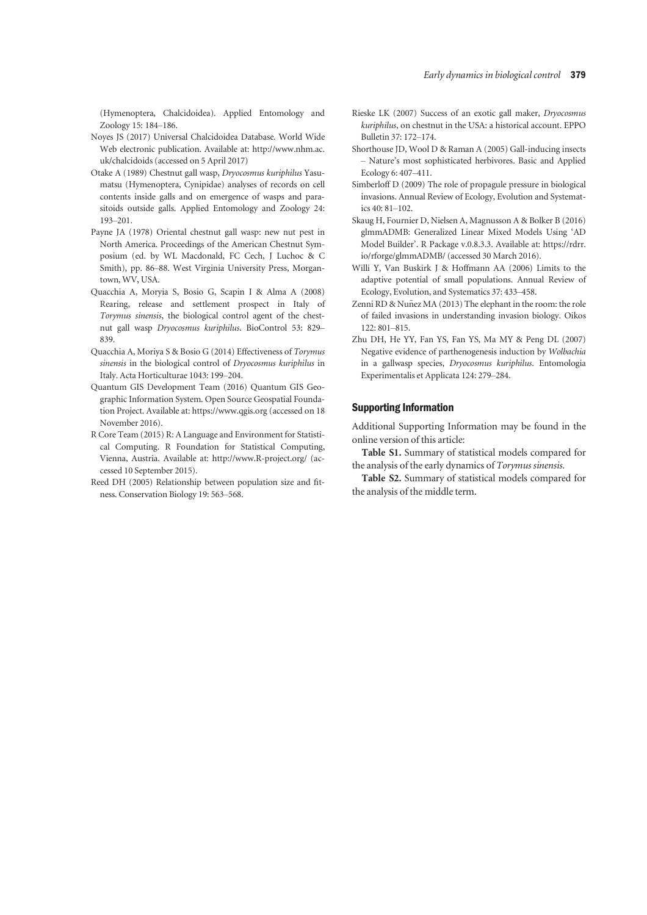(Hymenoptera, Chalcidoidea). Applied Entomology and Zoology 15: 184–186.

Noyes JS (2017) Universal Chalcidoidea Database. World Wide Web electronic publication. Available at: http://www.nhm.ac.uk/chalcidoids (accessed on 5 April 2017)

Otake A (1989) Chestnut gall wasp, *Dryocosmus kuriphilus* Yasumatsu (Hymenoptera, Cynipidae) analyses of records on cell contents inside galls and on emergence of wasps and parasitoids outside galls. Applied Entomology and Zoology 24: 193–201.

Payne JA (1978) Oriental chestnut gall wasp: new nut pest in North America. Proceedings of the American Chestnut Symposium (ed. by WL Macdonald, FC Cech, J Luchoc & C Smith), pp. 86–88. West Virginia University Press, Morgantown, WV, USA.

Quacchia A, Moryia S, Bosio G, Scapin I & Alma A (2008) Rearing, release and settlement prospect in Italy of *Torymus sinensis*, the biological control agent of the chestnut gall wasp *Dryocosmus kuriphilus*. BioControl 53: 829–839.

Quacchia A, Moriya S & Bosio G (2014) Effectiveness of *Torymus sinensis* in the biological control of *Dryocosmus kuriphilus* in Italy. Acta Horticulturae 1043: 199–204.

Quantum GIS Development Team (2016) Quantum GIS Geographic Information System. Open Source Geospatial Foundation Project. Available at: https://www.qgis.org (accessed on 18 November 2016).

R Core Team (2015) R: A Language and Environment for Statistical Computing. R Foundation for Statistical Computing, Vienna, Austria. Available at: http://www.R-project.org/ (accessed 10 September 2015).

Reed DH (2005) Relationship between population size and fitness. Conservation Biology 19: 563–568.

Rieske LK (2007) Success of an exotic gall maker, *Dryocosmus kuriphilus*, on chestnut in the USA: a historical account. EPPO Bulletin 37: 172–174.

Shorthouse JD, Wool D & Raman A (2005) Gall-inducing insects – Nature's most sophisticated herbivores. Basic and Applied Ecology 6: 407–411.

Simberloff D (2009) The role of propagule pressure in biological invasions. Annual Review of Ecology, Evolution and Systematics 40: 81–102.

Skaug H, Fournier D, Nielsen A, Magnusson A & Bolker B (2016) glmmADMB: Generalized Linear Mixed Models Using 'AD Model Builder'. R Package v.0.8.3.3. Available at: https://rdrr.io/rforge/glmmADMB/ (accessed 30 March 2016).

Willi Y, Van Buskirk J & Hoffmann AA (2006) Limits to the adaptive potential of small populations. Annual Review of Ecology, Evolution, and Systematics 37: 433–458.

Zenni RD & Nuñez MA (2013) The elephant in the room: the role of failed invasions in understanding invasion biology. Oikos 122: 801–815.

Zhu DH, He YY, Fan YS, Fan YS, Ma MY & Peng DL (2007) Negative evidence of parthenogenesis induction by *Wolbachia* in a gallwasp species, *Dryocosmus kuriphilus*. Entomologia Experimentalis et Applicata 124: 279–284.

## Supporting Information

Additional Supporting Information may be found in the online version of this article:

**Table S1.** Summary of statistical models compared for the analysis of the early dynamics of *Torymus sinensis*.

**Table S2.** Summary of statistical models compared for the analysis of the middle term.